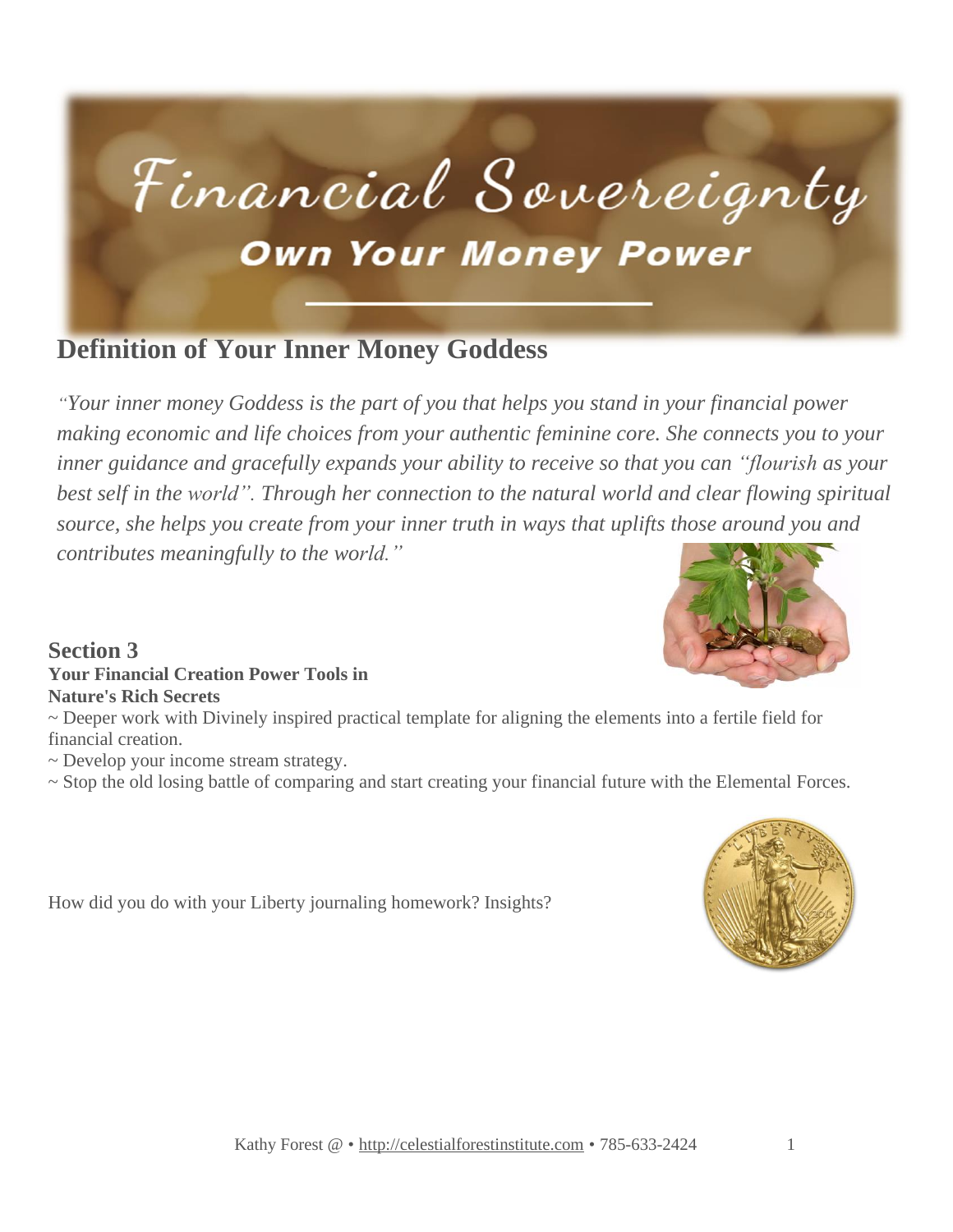# Financial Sovereignty

## Own Your Money Power

## Definition of Your Inner Money Goddess

*"Your inner money Goddess is the part of you that helps you stand in your financial power making economic and life choices from your authentic feminine core. She connects you to your inner guidance and gracefully expands your ability to receive so that you can "flourish as your best self in the world". Through her connection to the natural world and clear flowing spiritual source, she helps you create from your inner truth in ways that uplifts those around you and contributes meaningfully to the world."*

### Section 3

**Your Financial Creation Power Tools in Nature's Rich Secrets**

~ Deeper work with Divinely inspired practical template for aligning the elements into a fertile field for financial creation.
~ Develop your income stream strategy.
~ Stop the old losing battle of comparing and start creating your financial future with the Elemental Forces.

How did you do with your Liberty journaling homework? Insights?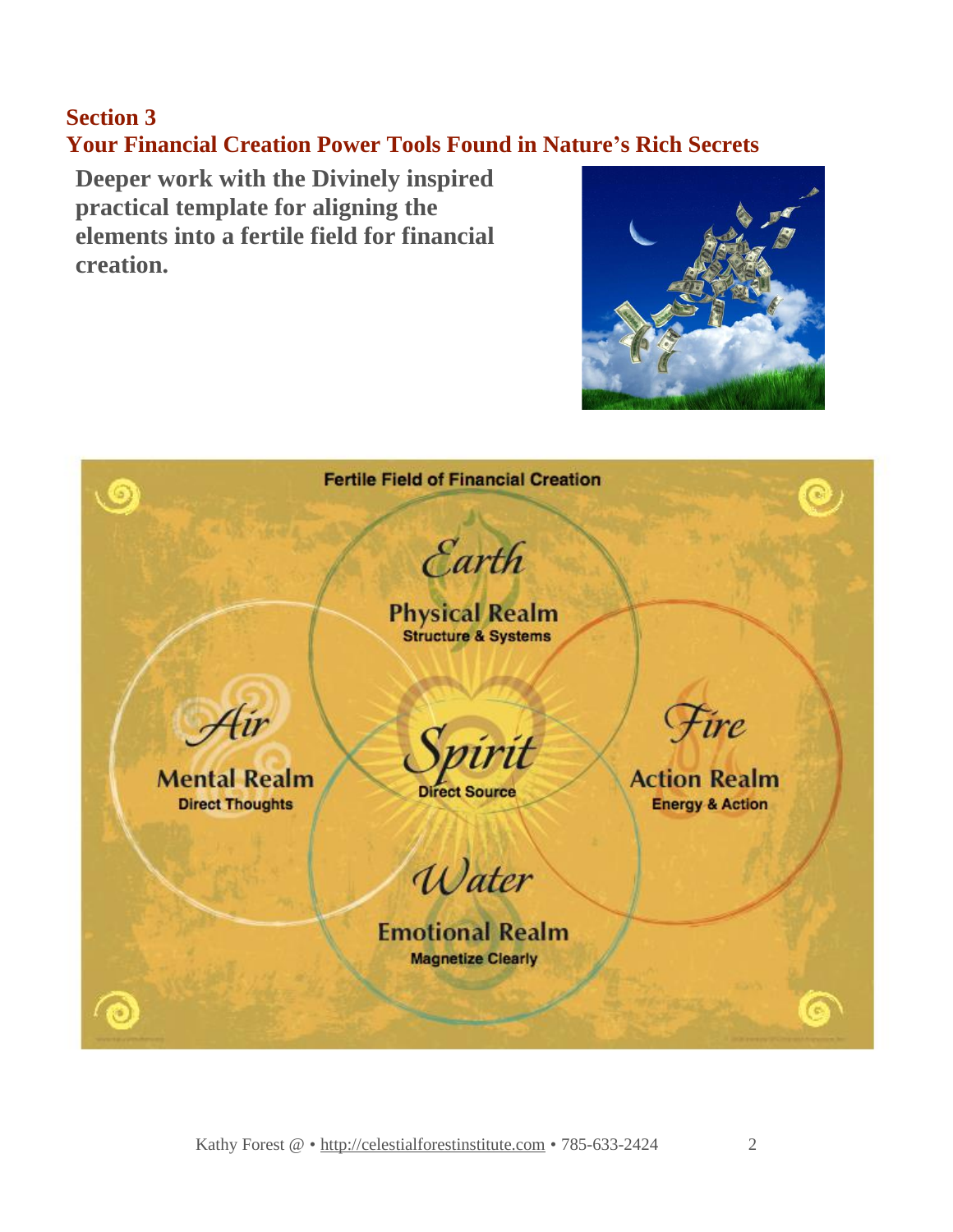## Section 3
## Your Financial Creation Power Tools Found in Nature's Rich Secrets

**Deeper work with the Divinely inspired practical template for aligning the elements into a fertile field for financial creation.**

Fertile Field of Financial Creation

*Earth*
Physical Realm
Structure & Systems

*Air*
Mental Realm
Direct Thoughts

*Spirit*
Direct Source

*Fire*
Action Realm
Energy & Action

*Water*
Emotional Realm
Magnetize Clearly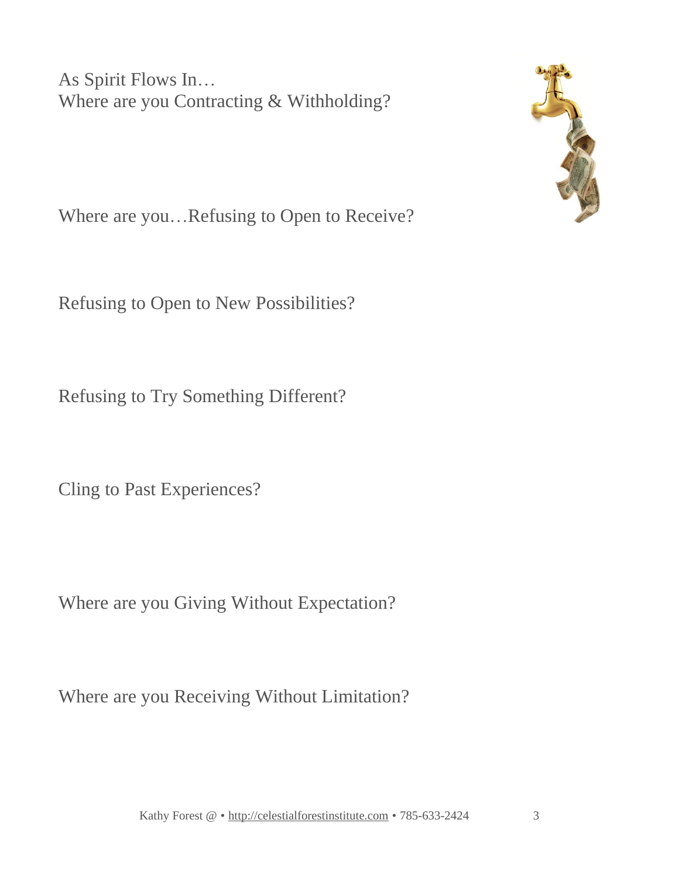As Spirit Flows In…
Where are you Contracting & Withholding?

Where are you…Refusing to Open to Receive?

Refusing to Open to New Possibilities?

Refusing to Try Something Different?

Cling to Past Experiences?

Where are you Giving Without Expectation?

Where are you Receiving Without Limitation?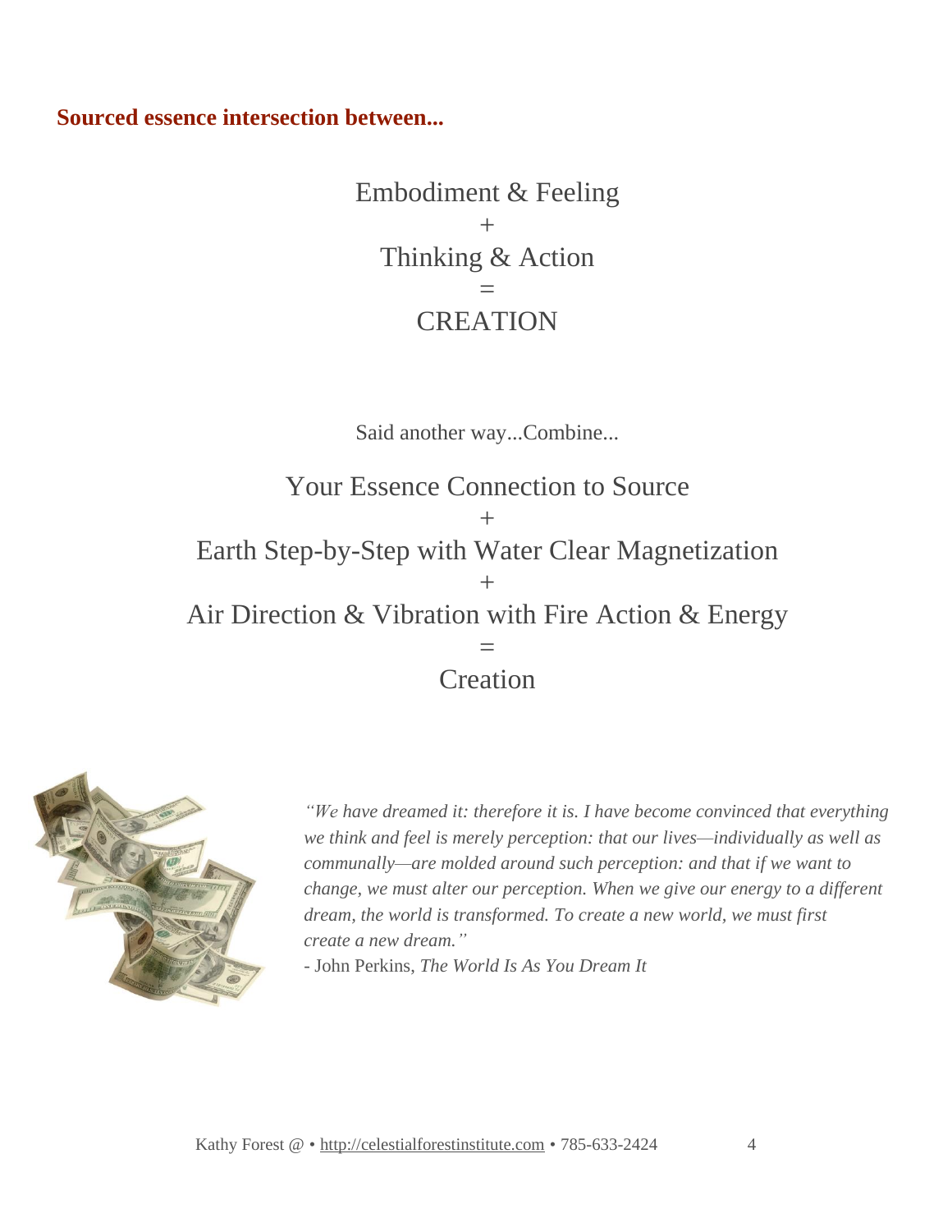**Sourced essence intersection between...**

Embodiment & Feeling
+
Thinking & Action
=
CREATION

Said another way...Combine...

Your Essence Connection to Source
+
Earth Step-by-Step with Water Clear Magnetization
+
Air Direction & Vibration with Fire Action & Energy
=
Creation

*"We have dreamed it: therefore it is. I have become convinced that everything we think and feel is merely perception: that our lives—individually as well as communally—are molded around such perception: and that if we want to change, we must alter our perception. When we give our energy to a different dream, the world is transformed. To create a new world, we must first create a new dream."*
- John Perkins, *The World Is As You Dream It*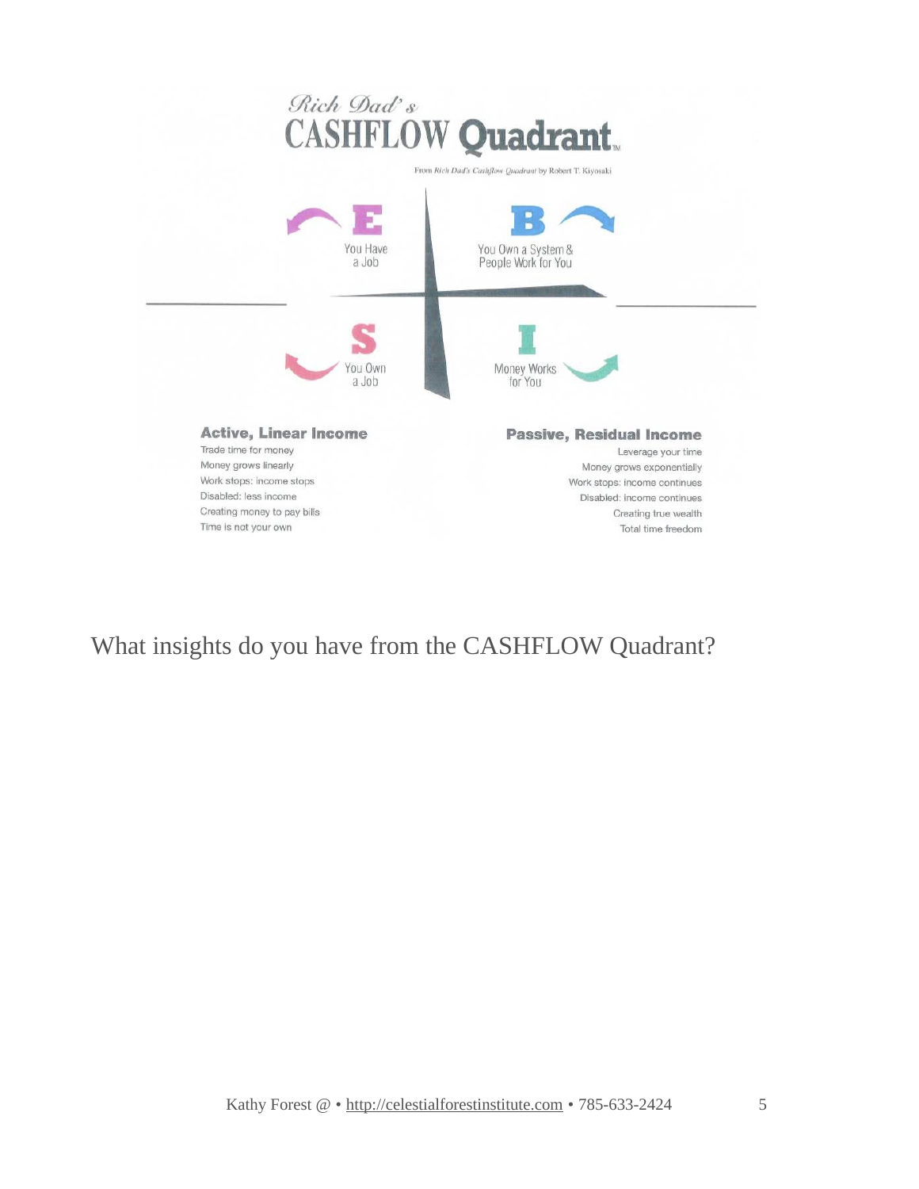*Rich Dad's*
# CASHFLOW Quadrant™

From *Rich Dad's Cashflow Quadrant* by Robert T. Kiyosaki

**E** — You Have a Job

**B** — You Own a System & People Work for You

**S** — You Own a Job

**I** — Money Works for You

| **Active, Linear Income** | **Passive, Residual Income** |
|---|---|
| Trade time for money | Leverage your time |
| Money grows linearly | Money grows exponentially |
| Work stops: income stops | Work stops: income continues |
| Disabled: less income | Disabled: income continues |
| Creating money to pay bills | Creating true wealth |
| Time is not your own | Total time freedom |

What insights do you have from the CASHFLOW Quadrant?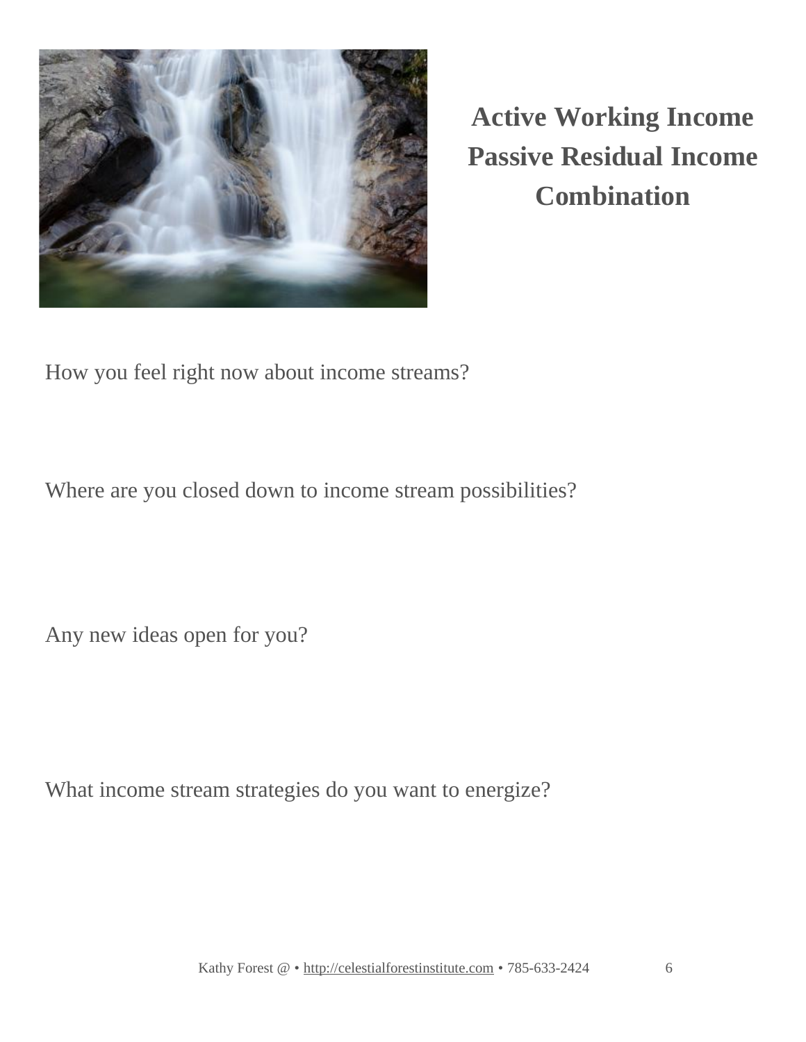## Active Working Income
## Passive Residual Income
## Combination

How you feel right now about income streams?

Where are you closed down to income stream possibilities?

Any new ideas open for you?

What income stream strategies do you want to energize?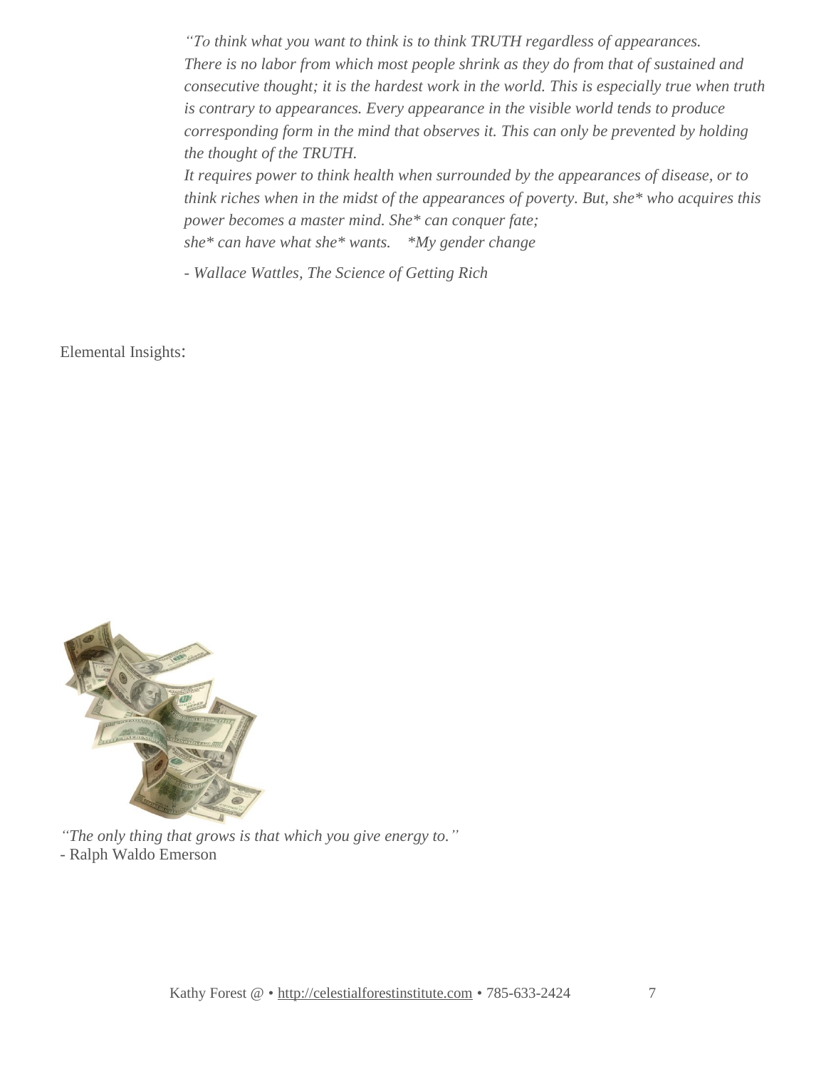*"To think what you want to think is to think TRUTH regardless of appearances. There is no labor from which most people shrink as they do from that of sustained and consecutive thought; it is the hardest work in the world. This is especially true when truth is contrary to appearances. Every appearance in the visible world tends to produce corresponding form in the mind that observes it. This can only be prevented by holding the thought of the TRUTH.*

*It requires power to think health when surrounded by the appearances of disease, or to think riches when in the midst of the appearances of poverty. But, she* who acquires this power becomes a master mind. She* can conquer fate;*
*she* can have what she* wants.    *My gender change*

*- Wallace Wattles, The Science of Getting Rich*

Elemental Insights:

*"The only thing that grows is that which you give energy to."*
- Ralph Waldo Emerson

Kathy Forest @ • http://celestialforestinstitute.com • 785-633-2424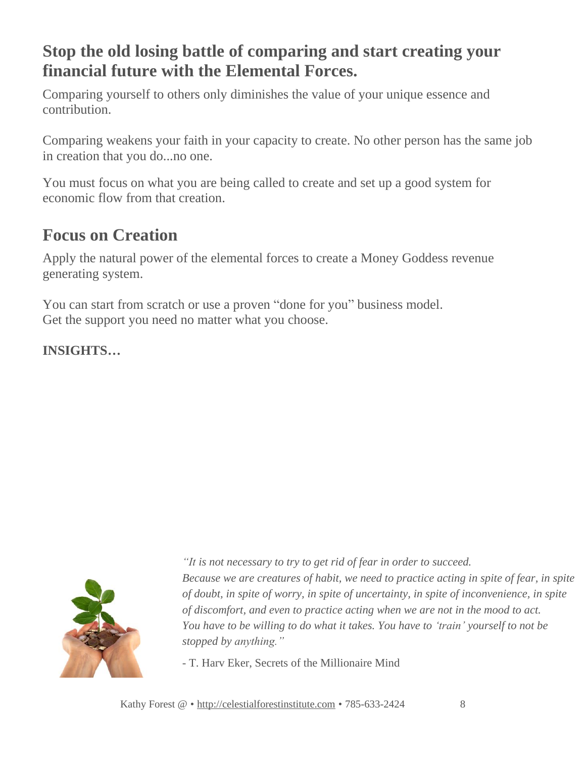## Stop the old losing battle of comparing and start creating your financial future with the Elemental Forces.

Comparing yourself to others only diminishes the value of your unique essence and contribution.

Comparing weakens your faith in your capacity to create. No other person has the same job in creation that you do...no one.

You must focus on what you are being called to create and set up a good system for economic flow from that creation.

## Focus on Creation

Apply the natural power of the elemental forces to create a Money Goddess revenue generating system.

You can start from scratch or use a proven "done for you" business model.
Get the support you need no matter what you choose.

**INSIGHTS…**

*"It is not necessary to try to get rid of fear in order to succeed.*
*Because we are creatures of habit, we need to practice acting in spite of fear, in spite of doubt, in spite of worry, in spite of uncertainty, in spite of inconvenience, in spite of discomfort, and even to practice acting when we are not in the mood to act.*
*You have to be willing to do what it takes. You have to 'train' yourself to not be stopped by anything."*

- T. Harv Eker, Secrets of the Millionaire Mind

Kathy Forest @ • http://celestialforestinstitute.com • 785-633-2424